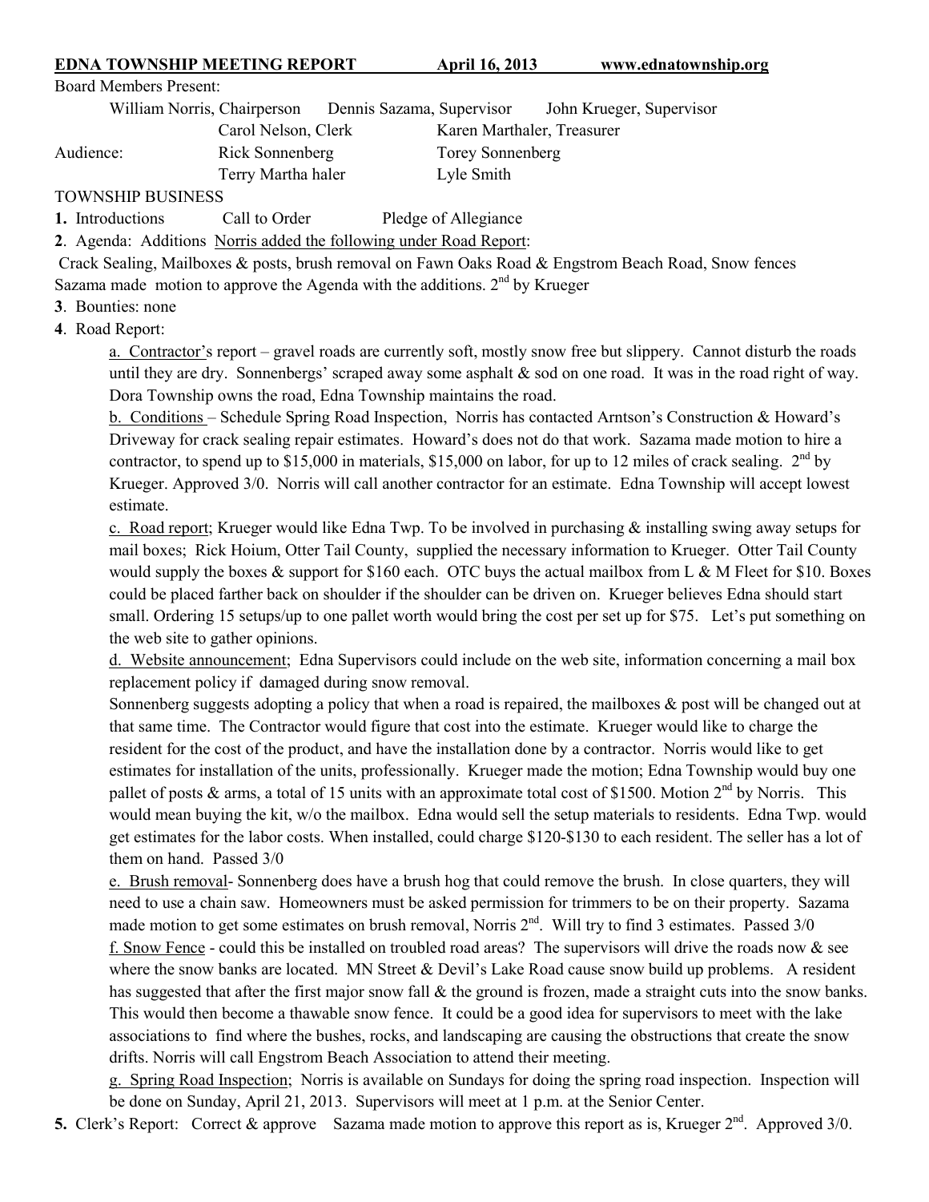**EDNA TOWNSHIP MEETING REPORT     April 16, 2013     www.ednatownship.org**

Board Members Present:

William Norris, Chairperson     Dennis Sazama, Supervisor     John Krueger, Supervisor
Carol Nelson, Clerk     Karen Marthaler, Treasurer

Audience:     Rick Sonnenberg     Torey Sonnenberg
Terry Martha haler     Lyle Smith

TOWNSHIP BUSINESS

**1.** Introductions     Call to Order     Pledge of Allegiance

**2**. Agenda: Additions Norris added the following under Road Report:
Crack Sealing, Mailboxes & posts, brush removal on Fawn Oaks Road & Engstrom Beach Road, Snow fences
Sazama made motion to approve the Agenda with the additions. 2nd by Krueger

**3**. Bounties: none

**4**. Road Report:

a. Contractor's report – gravel roads are currently soft, mostly snow free but slippery. Cannot disturb the roads until they are dry. Sonnenbergs' scraped away some asphalt & sod on one road. It was in the road right of way. Dora Township owns the road, Edna Township maintains the road.

b. Conditions – Schedule Spring Road Inspection, Norris has contacted Arntson's Construction & Howard's Driveway for crack sealing repair estimates. Howard's does not do that work. Sazama made motion to hire a contractor, to spend up to $15,000 in materials, $15,000 on labor, for up to 12 miles of crack sealing. 2nd by Krueger. Approved 3/0. Norris will call another contractor for an estimate. Edna Township will accept lowest estimate.

c. Road report; Krueger would like Edna Twp. To be involved in purchasing & installing swing away setups for mail boxes; Rick Hoium, Otter Tail County, supplied the necessary information to Krueger. Otter Tail County would supply the boxes & support for $160 each. OTC buys the actual mailbox from L & M Fleet for $10. Boxes could be placed farther back on shoulder if the shoulder can be driven on. Krueger believes Edna should start small. Ordering 15 setups/up to one pallet worth would bring the cost per set up for $75. Let's put something on the web site to gather opinions.

d. Website announcement; Edna Supervisors could include on the web site, information concerning a mail box replacement policy if damaged during snow removal.
Sonnenberg suggests adopting a policy that when a road is repaired, the mailboxes & post will be changed out at that same time. The Contractor would figure that cost into the estimate. Krueger would like to charge the resident for the cost of the product, and have the installation done by a contractor. Norris would like to get estimates for installation of the units, professionally. Krueger made the motion; Edna Township would buy one pallet of posts & arms, a total of 15 units with an approximate total cost of $1500. Motion 2nd by Norris. This would mean buying the kit, w/o the mailbox. Edna would sell the setup materials to residents. Edna Twp. would get estimates for the labor costs. When installed, could charge $120-$130 to each resident. The seller has a lot of them on hand. Passed 3/0

e. Brush removal- Sonnenberg does have a brush hog that could remove the brush. In close quarters, they will need to use a chain saw. Homeowners must be asked permission for trimmers to be on their property. Sazama made motion to get some estimates on brush removal, Norris 2nd. Will try to find 3 estimates. Passed 3/0

f. Snow Fence - could this be installed on troubled road areas? The supervisors will drive the roads now & see where the snow banks are located. MN Street & Devil's Lake Road cause snow build up problems. A resident has suggested that after the first major snow fall & the ground is frozen, made a straight cuts into the snow banks. This would then become a thawable snow fence. It could be a good idea for supervisors to meet with the lake associations to find where the bushes, rocks, and landscaping are causing the obstructions that create the snow drifts. Norris will call Engstrom Beach Association to attend their meeting.

g. Spring Road Inspection; Norris is available on Sundays for doing the spring road inspection. Inspection will be done on Sunday, April 21, 2013. Supervisors will meet at 1 p.m. at the Senior Center.

**5.** Clerk's Report: Correct & approve  Sazama made motion to approve this report as is, Krueger 2nd. Approved 3/0.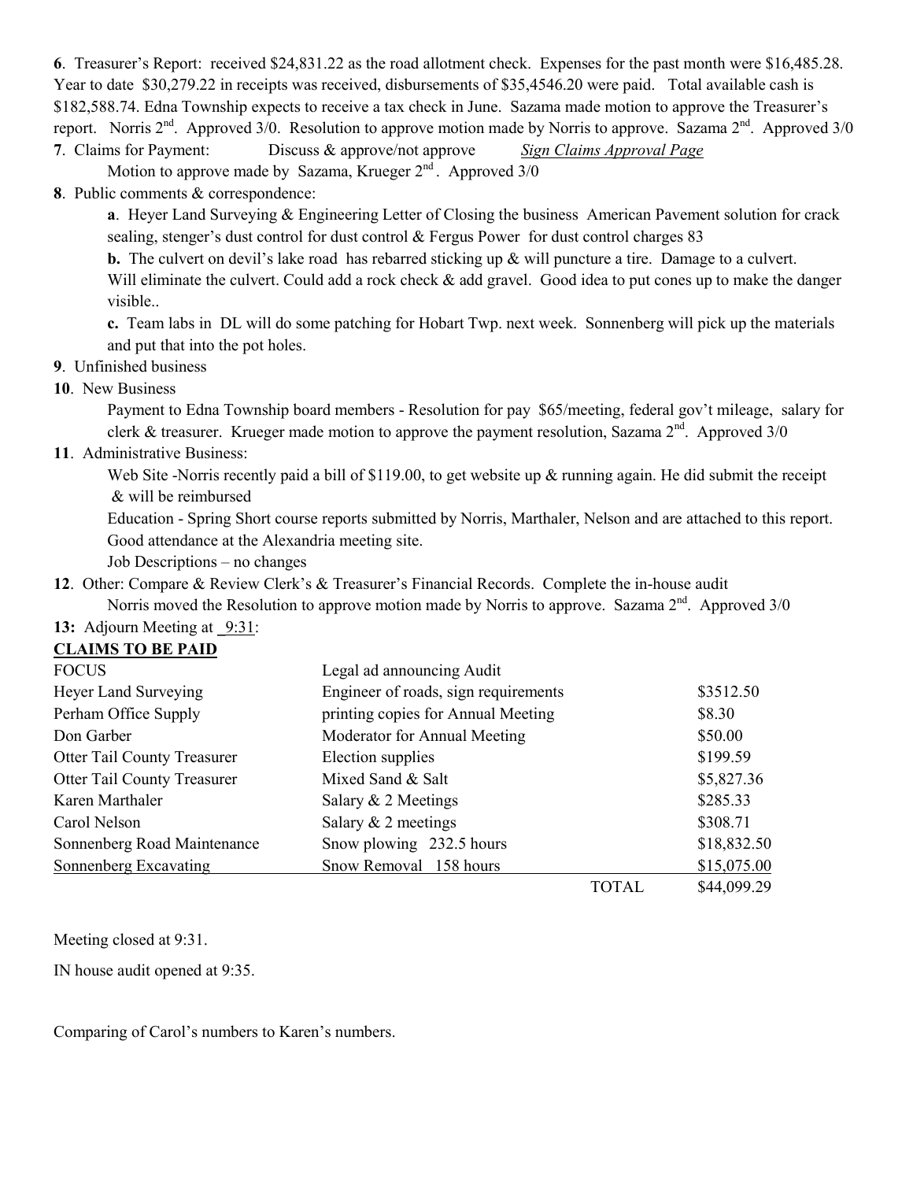**6**. Treasurer's Report: received $24,831.22 as the road allotment check. Expenses for the past month were $16,485.28. Year to date $30,279.22 in receipts was received, disbursements of $35,4546.20 were paid. Total available cash is $182,588.74. Edna Township expects to receive a tax check in June. Sazama made motion to approve the Treasurer's report. Norris 2nd. Approved 3/0. Resolution to approve motion made by Norris to approve. Sazama 2nd. Approved 3/0

**7**. Claims for Payment: Discuss & approve/not approve *Sign Claims Approval Page*

Motion to approve made by Sazama, Krueger 2nd. Approved 3/0

**8**. Public comments & correspondence:

**a**. Heyer Land Surveying & Engineering Letter of Closing the business American Pavement solution for crack sealing, stenger's dust control for dust control & Fergus Power for dust control charges 83

**b.** The culvert on devil's lake road has rebarred sticking up & will puncture a tire. Damage to a culvert. Will eliminate the culvert. Could add a rock check & add gravel. Good idea to put cones up to make the danger visible..

**c.** Team labs in DL will do some patching for Hobart Twp. next week. Sonnenberg will pick up the materials and put that into the pot holes.

**9**. Unfinished business

**10**. New Business

Payment to Edna Township board members - Resolution for pay $65/meeting, federal gov't mileage, salary for clerk & treasurer. Krueger made motion to approve the payment resolution, Sazama 2nd. Approved 3/0

**11**. Administrative Business:

Web Site -Norris recently paid a bill of $119.00, to get website up & running again. He did submit the receipt & will be reimbursed

Education - Spring Short course reports submitted by Norris, Marthaler, Nelson and are attached to this report. Good attendance at the Alexandria meeting site.

Job Descriptions – no changes

**12**. Other: Compare & Review Clerk's & Treasurer's Financial Records. Complete the in-house audit

Norris moved the Resolution to approve motion made by Norris to approve. Sazama 2nd. Approved 3/0

**13:** Adjourn Meeting at 9:31:

**CLAIMS TO BE PAID**

| | | | |
|---|---|---|---|
| FOCUS | Legal ad announcing Audit | | |
| Heyer Land Surveying | Engineer of roads, sign requirements | | $3512.50 |
| Perham Office Supply | printing copies for Annual Meeting | | $8.30 |
| Don Garber | Moderator for Annual Meeting | | $50.00 |
| Otter Tail County Treasurer | Election supplies | | $199.59 |
| Otter Tail County Treasurer | Mixed Sand & Salt | | $5,827.36 |
| Karen Marthaler | Salary & 2 Meetings | | $285.33 |
| Carol Nelson | Salary & 2 meetings | | $308.71 |
| Sonnenberg Road Maintenance | Snow plowing 232.5 hours | | $18,832.50 |
| Sonnenberg Excavating | Snow Removal 158 hours | | $15,075.00 |
| | | TOTAL | $44,099.29 |

Meeting closed at 9:31.

IN house audit opened at 9:35.

Comparing of Carol's numbers to Karen's numbers.